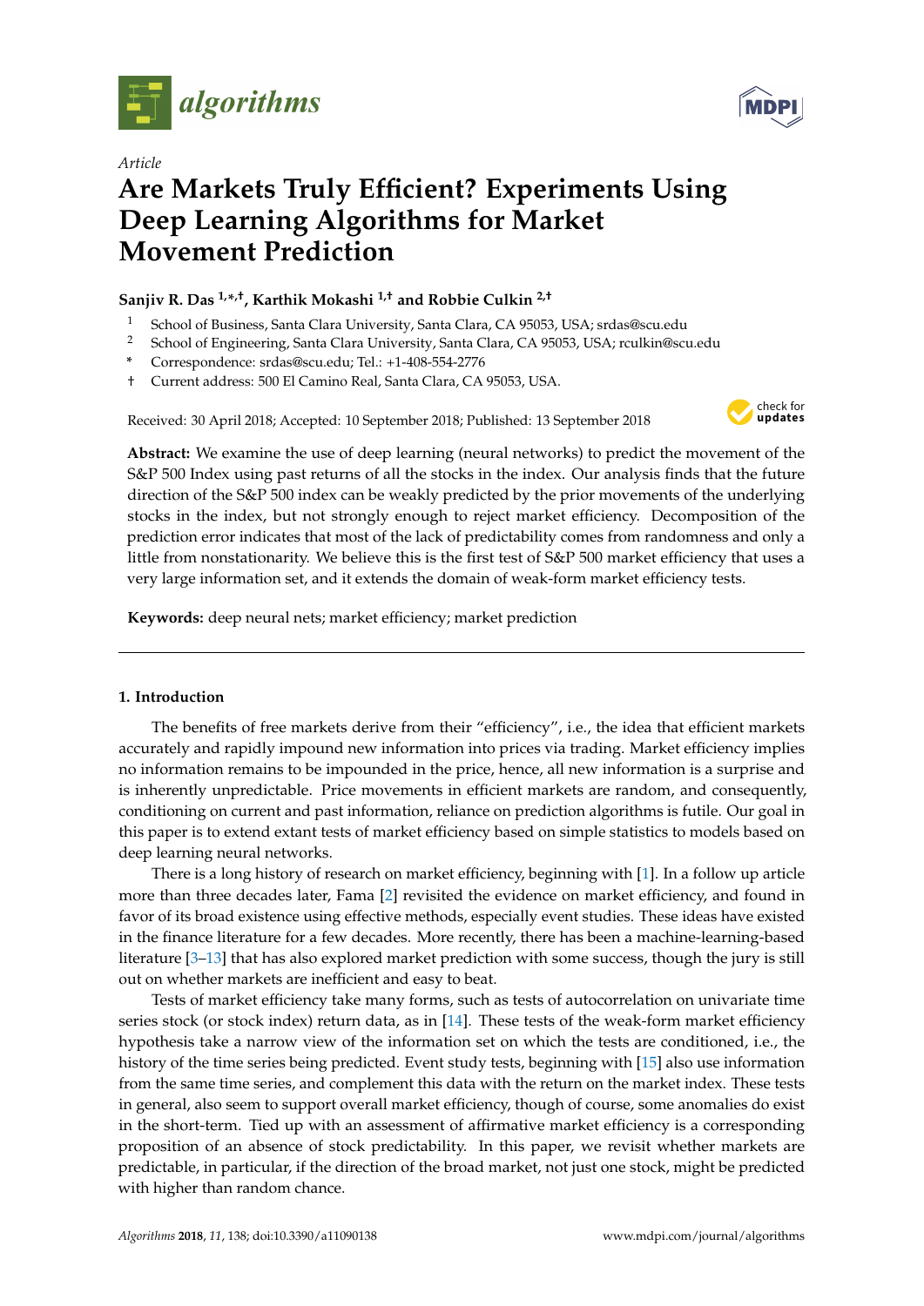*Article*

# Are Markets Truly Efficient? Experiments Using Deep Learning Algorithms for Market Movement Prediction

**Sanjiv R. Das [1,*,†], Karthik Mokashi [1,†] and Robbie Culkin [2,†]**

1. School of Business, Santa Clara University, Santa Clara, CA 95053, USA; srdas@scu.edu
2. School of Engineering, Santa Clara University, Santa Clara, CA 95053, USA; rculkin@scu.edu

\* Correspondence: srdas@scu.edu; Tel.: +1-408-554-2776

† Current address: 500 El Camino Real, Santa Clara, CA 95053, USA.

Received: 30 April 2018; Accepted: 10 September 2018; Published: 13 September 2018

**Abstract:** We examine the use of deep learning (neural networks) to predict the movement of the S&P 500 Index using past returns of all the stocks in the index. Our analysis finds that the future direction of the S&P 500 index can be weakly predicted by the prior movements of the underlying stocks in the index, but not strongly enough to reject market efficiency. Decomposition of the prediction error indicates that most of the lack of predictability comes from randomness and only a little from nonstationarity. We believe this is the first test of S&P 500 market efficiency that uses a very large information set, and it extends the domain of weak-form market efficiency tests.

**Keywords:** deep neural nets; market efficiency; market prediction

---

## 1. Introduction

The benefits of free markets derive from their "efficiency", i.e., the idea that efficient markets accurately and rapidly impound new information into prices via trading. Market efficiency implies no information remains to be impounded in the price, hence, all new information is a surprise and is inherently unpredictable. Price movements in efficient markets are random, and consequently, conditioning on current and past information, reliance on prediction algorithms is futile. Our goal in this paper is to extend extant tests of market efficiency based on simple statistics to models based on deep learning neural networks.

There is a long history of research on market efficiency, beginning with [1]. In a follow up article more than three decades later, Fama [2] revisited the evidence on market efficiency, and found in favor of its broad existence using effective methods, especially event studies. These ideas have existed in the finance literature for a few decades. More recently, there has been a machine-learning-based literature [3–13] that has also explored market prediction with some success, though the jury is still out on whether markets are inefficient and easy to beat.

Tests of market efficiency take many forms, such as tests of autocorrelation on univariate time series stock (or stock index) return data, as in [14]. These tests of the weak-form market efficiency hypothesis take a narrow view of the information set on which the tests are conditioned, i.e., the history of the time series being predicted. Event study tests, beginning with [15] also use information from the same time series, and complement this data with the return on the market index. These tests in general, also seem to support overall market efficiency, though of course, some anomalies do exist in the short-term. Tied up with an assessment of affirmative market efficiency is a corresponding proposition of an absence of stock predictability. In this paper, we revisit whether markets are predictable, in particular, if the direction of the broad market, not just one stock, might be predicted with higher than random chance.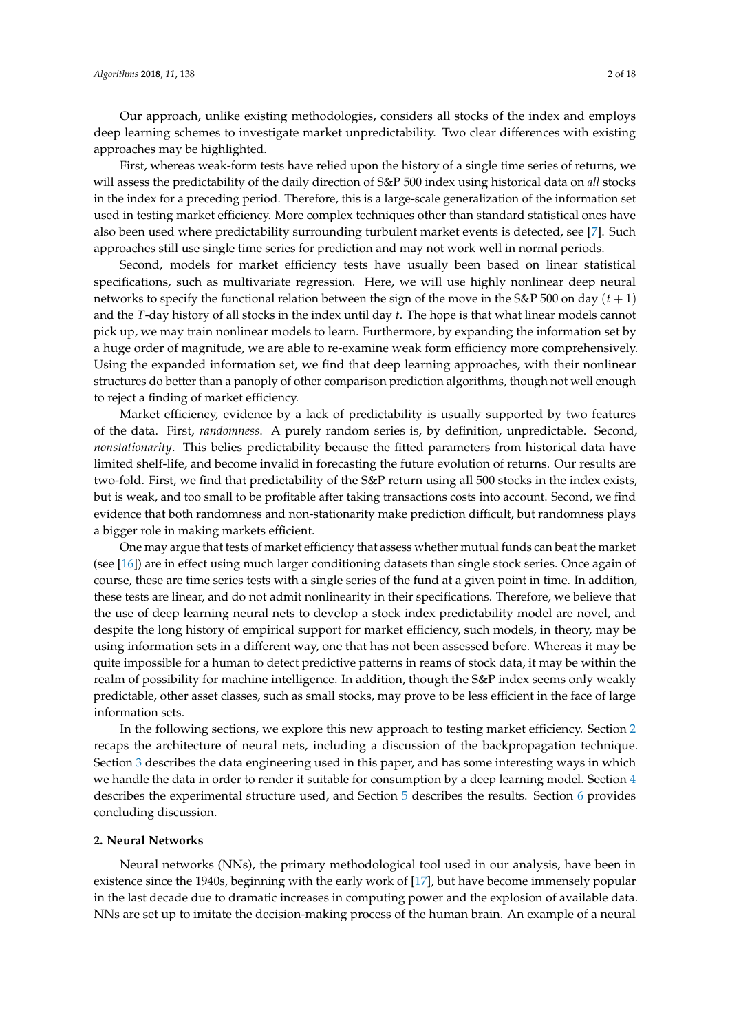Our approach, unlike existing methodologies, considers all stocks of the index and employs deep learning schemes to investigate market unpredictability. Two clear differences with existing approaches may be highlighted.

First, whereas weak-form tests have relied upon the history of a single time series of returns, we will assess the predictability of the daily direction of S&P 500 index using historical data on *all* stocks in the index for a preceding period. Therefore, this is a large-scale generalization of the information set used in testing market efficiency. More complex techniques other than standard statistical ones have also been used where predictability surrounding turbulent market events is detected, see [7]. Such approaches still use single time series for prediction and may not work well in normal periods.

Second, models for market efficiency tests have usually been based on linear statistical specifications, such as multivariate regression. Here, we will use highly nonlinear deep neural networks to specify the functional relation between the sign of the move in the S&P 500 on day $(t+1)$ and the $T$-day history of all stocks in the index until day $t$. The hope is that what linear models cannot pick up, we may train nonlinear models to learn. Furthermore, by expanding the information set by a huge order of magnitude, we are able to re-examine weak form efficiency more comprehensively. Using the expanded information set, we find that deep learning approaches, with their nonlinear structures do better than a panoply of other comparison prediction algorithms, though not well enough to reject a finding of market efficiency.

Market efficiency, evidence by a lack of predictability is usually supported by two features of the data. First, *randomness*. A purely random series is, by definition, unpredictable. Second, *nonstationarity*. This belies predictability because the fitted parameters from historical data have limited shelf-life, and become invalid in forecasting the future evolution of returns. Our results are two-fold. First, we find that predictability of the S&P return using all 500 stocks in the index exists, but is weak, and too small to be profitable after taking transactions costs into account. Second, we find evidence that both randomness and non-stationarity make prediction difficult, but randomness plays a bigger role in making markets efficient.

One may argue that tests of market efficiency that assess whether mutual funds can beat the market (see [16]) are in effect using much larger conditioning datasets than single stock series. Once again of course, these are time series tests with a single series of the fund at a given point in time. In addition, these tests are linear, and do not admit nonlinearity in their specifications. Therefore, we believe that the use of deep learning neural nets to develop a stock index predictability model are novel, and despite the long history of empirical support for market efficiency, such models, in theory, may be using information sets in a different way, one that has not been assessed before. Whereas it may be quite impossible for a human to detect predictive patterns in reams of stock data, it may be within the realm of possibility for machine intelligence. In addition, though the S&P index seems only weakly predictable, other asset classes, such as small stocks, may prove to be less efficient in the face of large information sets.

In the following sections, we explore this new approach to testing market efficiency. Section 2 recaps the architecture of neural nets, including a discussion of the backpropagation technique. Section 3 describes the data engineering used in this paper, and has some interesting ways in which we handle the data in order to render it suitable for consumption by a deep learning model. Section 4 describes the experimental structure used, and Section 5 describes the results. Section 6 provides concluding discussion.

## 2. Neural Networks

Neural networks (NNs), the primary methodological tool used in our analysis, have been in existence since the 1940s, beginning with the early work of [17], but have become immensely popular in the last decade due to dramatic increases in computing power and the explosion of available data. NNs are set up to imitate the decision-making process of the human brain. An example of a neural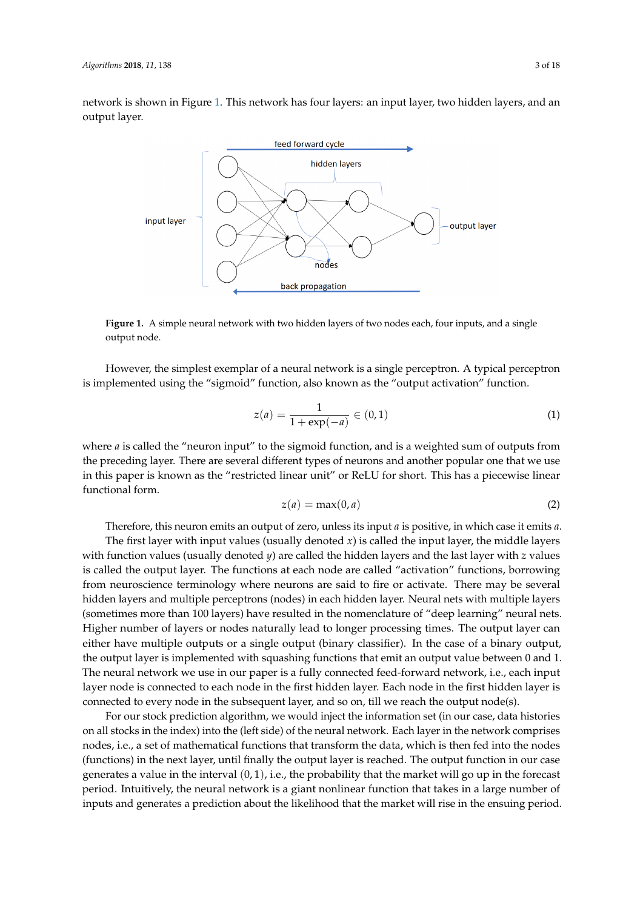network is shown in Figure 1. This network has four layers: an input layer, two hidden layers, and an output layer.

feed forward cycle
hidden layers
input layer
output layer
nodes
back propagation

**Figure 1.** A simple neural network with two hidden layers of two nodes each, four inputs, and a single output node.

However, the simplest exemplar of a neural network is a single perceptron. A typical perceptron is implemented using the "sigmoid" function, also known as the "output activation" function.

$$z(a) = \frac{1}{1 + \exp(-a)} \in (0, 1) \tag{1}$$

where $a$ is called the "neuron input" to the sigmoid function, and is a weighted sum of outputs from the preceding layer. There are several different types of neurons and another popular one that we use in this paper is known as the "restricted linear unit" or ReLU for short. This has a piecewise linear functional form.

$$z(a) = \max(0, a) \tag{2}$$

Therefore, this neuron emits an output of zero, unless its input $a$ is positive, in which case it emits $a$.

The first layer with input values (usually denoted $x$) is called the input layer, the middle layers with function values (usually denoted $y$) are called the hidden layers and the last layer with $z$ values is called the output layer. The functions at each node are called "activation" functions, borrowing from neuroscience terminology where neurons are said to fire or activate. There may be several hidden layers and multiple perceptrons (nodes) in each hidden layer. Neural nets with multiple layers (sometimes more than 100 layers) have resulted in the nomenclature of "deep learning" neural nets. Higher number of layers or nodes naturally lead to longer processing times. The output layer can either have multiple outputs or a single output (binary classifier). In the case of a binary output, the output layer is implemented with squashing functions that emit an output value between 0 and 1. The neural network we use in our paper is a fully connected feed-forward network, i.e., each input layer node is connected to each node in the first hidden layer. Each node in the first hidden layer is connected to every node in the subsequent layer, and so on, till we reach the output node(s).

For our stock prediction algorithm, we would inject the information set (in our case, data histories on all stocks in the index) into the (left side) of the neural network. Each layer in the network comprises nodes, i.e., a set of mathematical functions that transform the data, which is then fed into the nodes (functions) in the next layer, until finally the output layer is reached. The output function in our case generates a value in the interval $(0, 1)$, i.e., the probability that the market will go up in the forecast period. Intuitively, the neural network is a giant nonlinear function that takes in a large number of inputs and generates a prediction about the likelihood that the market will rise in the ensuing period.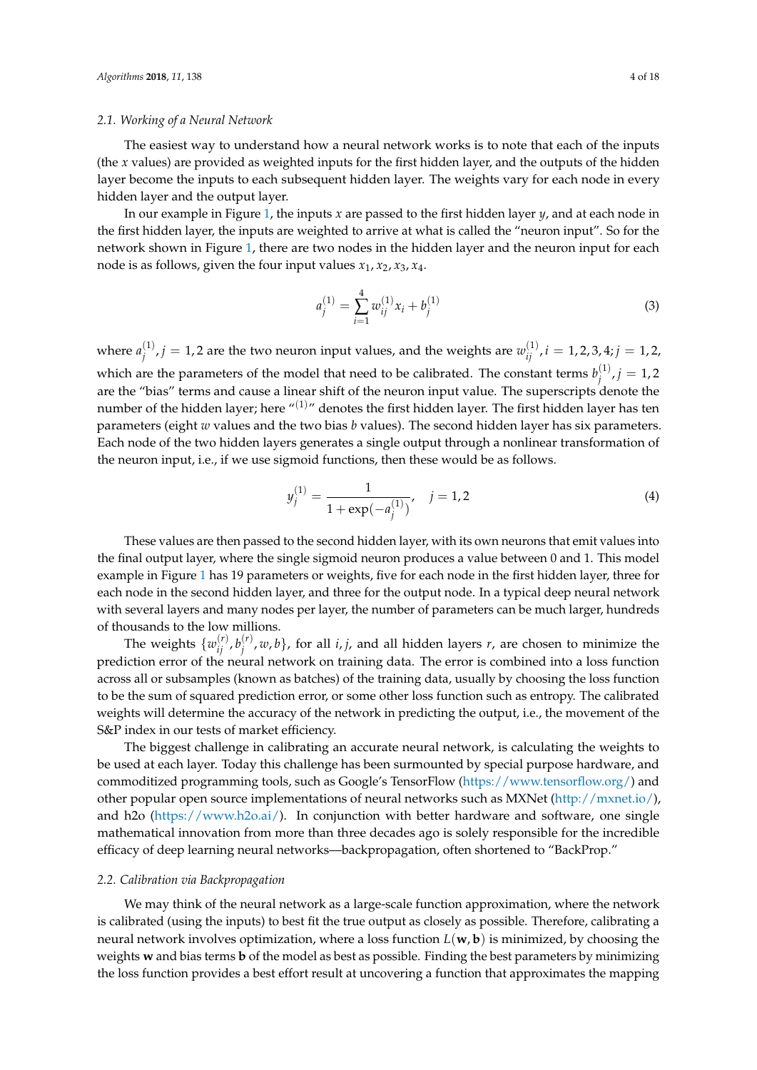### 2.1. Working of a Neural Network

The easiest way to understand how a neural network works is to note that each of the inputs (the $x$ values) are provided as weighted inputs for the first hidden layer, and the outputs of the hidden layer become the inputs to each subsequent hidden layer. The weights vary for each node in every hidden layer and the output layer.

In our example in Figure 1, the inputs $x$ are passed to the first hidden layer $y$, and at each node in the first hidden layer, the inputs are weighted to arrive at what is called the "neuron input". So for the network shown in Figure 1, there are two nodes in the hidden layer and the neuron input for each node is as follows, given the four input values $x_1, x_2, x_3, x_4$.

$$a_j^{(1)} = \sum_{i=1}^{4} w_{ij}^{(1)} x_i + b_j^{(1)} \tag{3}$$

where $a_j^{(1)}, j = 1,2$ are the two neuron input values, and the weights are $w_{ij}^{(1)}, i = 1,2,3,4; j = 1,2$, which are the parameters of the model that need to be calibrated. The constant terms $b_j^{(1)}, j = 1,2$ are the "bias" terms and cause a linear shift of the neuron input value. The superscripts denote the number of the hidden layer; here "$^{(1)}$" denotes the first hidden layer. The first hidden layer has ten parameters (eight $w$ values and the two bias $b$ values). The second hidden layer has six parameters. Each node of the two hidden layers generates a single output through a nonlinear transformation of the neuron input, i.e., if we use sigmoid functions, then these would be as follows.

$$y_j^{(1)} = \frac{1}{1 + \exp(-a_j^{(1)})}, \quad j = 1,2 \tag{4}$$

These values are then passed to the second hidden layer, with its own neurons that emit values into the final output layer, where the single sigmoid neuron produces a value between 0 and 1. This model example in Figure 1 has 19 parameters or weights, five for each node in the first hidden layer, three for each node in the second hidden layer, and three for the output node. In a typical deep neural network with several layers and many nodes per layer, the number of parameters can be much larger, hundreds of thousands to the low millions.

The weights $\{w_{ij}^{(r)}, b_j^{(r)}, w, b\}$, for all $i, j$, and all hidden layers $r$, are chosen to minimize the prediction error of the neural network on training data. The error is combined into a loss function across all or subsamples (known as batches) of the training data, usually by choosing the loss function to be the sum of squared prediction error, or some other loss function such as entropy. The calibrated weights will determine the accuracy of the network in predicting the output, i.e., the movement of the S&P index in our tests of market efficiency.

The biggest challenge in calibrating an accurate neural network, is calculating the weights to be used at each layer. Today this challenge has been surmounted by special purpose hardware, and commoditized programming tools, such as Google's TensorFlow (https://www.tensorflow.org/) and other popular open source implementations of neural networks such as MXNet (http://mxnet.io/), and h2o (https://www.h2o.ai/). In conjunction with better hardware and software, one single mathematical innovation from more than three decades ago is solely responsible for the incredible efficacy of deep learning neural networks—backpropagation, often shortened to "BackProp."

### 2.2. Calibration via Backpropagation

We may think of the neural network as a large-scale function approximation, where the network is calibrated (using the inputs) to best fit the true output as closely as possible. Therefore, calibrating a neural network involves optimization, where a loss function $L(\mathbf{w}, \mathbf{b})$ is minimized, by choosing the weights $\mathbf{w}$ and bias terms $\mathbf{b}$ of the model as best as possible. Finding the best parameters by minimizing the loss function provides a best effort result at uncovering a function that approximates the mapping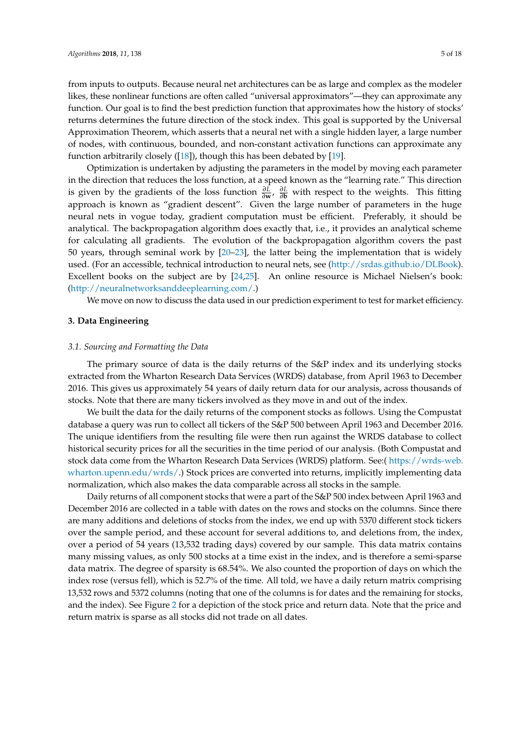from inputs to outputs. Because neural net architectures can be as large and complex as the modeler likes, these nonlinear functions are often called "universal approximators"—they can approximate any function. Our goal is to find the best prediction function that approximates how the history of stocks' returns determines the future direction of the stock index. This goal is supported by the Universal Approximation Theorem, which asserts that a neural net with a single hidden layer, a large number of nodes, with continuous, bounded, and non-constant activation functions can approximate any function arbitrarily closely ([18]), though this has been debated by [19].

Optimization is undertaken by adjusting the parameters in the model by moving each parameter in the direction that reduces the loss function, at a speed known as the "learning rate." This direction is given by the gradients of the loss function $\frac{\partial L}{\partial \mathbf{w}}$, $\frac{\partial L}{\partial \mathbf{b}}$ with respect to the weights. This fitting approach is known as "gradient descent". Given the large number of parameters in the huge neural nets in vogue today, gradient computation must be efficient. Preferably, it should be analytical. The backpropagation algorithm does exactly that, i.e., it provides an analytical scheme for calculating all gradients. The evolution of the backpropagation algorithm covers the past 50 years, through seminal work by [20–23], the latter being the implementation that is widely used. (For an accessible, technical introduction to neural nets, see (http://srdas.github.io/DLBook). Excellent books on the subject are by [24,25]. An online resource is Michael Nielsen's book: (http://neuralnetworksanddeeplearning.com/.)

We move on now to discuss the data used in our prediction experiment to test for market efficiency.

## 3. Data Engineering

### 3.1. Sourcing and Formatting the Data

The primary source of data is the daily returns of the S&P index and its underlying stocks extracted from the Wharton Research Data Services (WRDS) database, from April 1963 to December 2016. This gives us approximately 54 years of daily return data for our analysis, across thousands of stocks. Note that there are many tickers involved as they move in and out of the index.

We built the data for the daily returns of the component stocks as follows. Using the Compustat database a query was run to collect all tickers of the S&P 500 between April 1963 and December 2016. The unique identifiers from the resulting file were then run against the WRDS database to collect historical security prices for all the securities in the time period of our analysis. (Both Compustat and stock data come from the Wharton Research Data Services (WRDS) platform. See:( https://wrds-web.wharton.upenn.edu/wrds/.) Stock prices are converted into returns, implicitly implementing data normalization, which also makes the data comparable across all stocks in the sample.

Daily returns of all component stocks that were a part of the S&P 500 index between April 1963 and December 2016 are collected in a table with dates on the rows and stocks on the columns. Since there are many additions and deletions of stocks from the index, we end up with 5370 different stock tickers over the sample period, and these account for several additions to, and deletions from, the index, over a period of 54 years (13,532 trading days) covered by our sample. This data matrix contains many missing values, as only 500 stocks at a time exist in the index, and is therefore a semi-sparse data matrix. The degree of sparsity is 68.54%. We also counted the proportion of days on which the index rose (versus fell), which is 52.7% of the time. All told, we have a daily return matrix comprising 13,532 rows and 5372 columns (noting that one of the columns is for dates and the remaining for stocks, and the index). See Figure 2 for a depiction of the stock price and return data. Note that the price and return matrix is sparse as all stocks did not trade on all dates.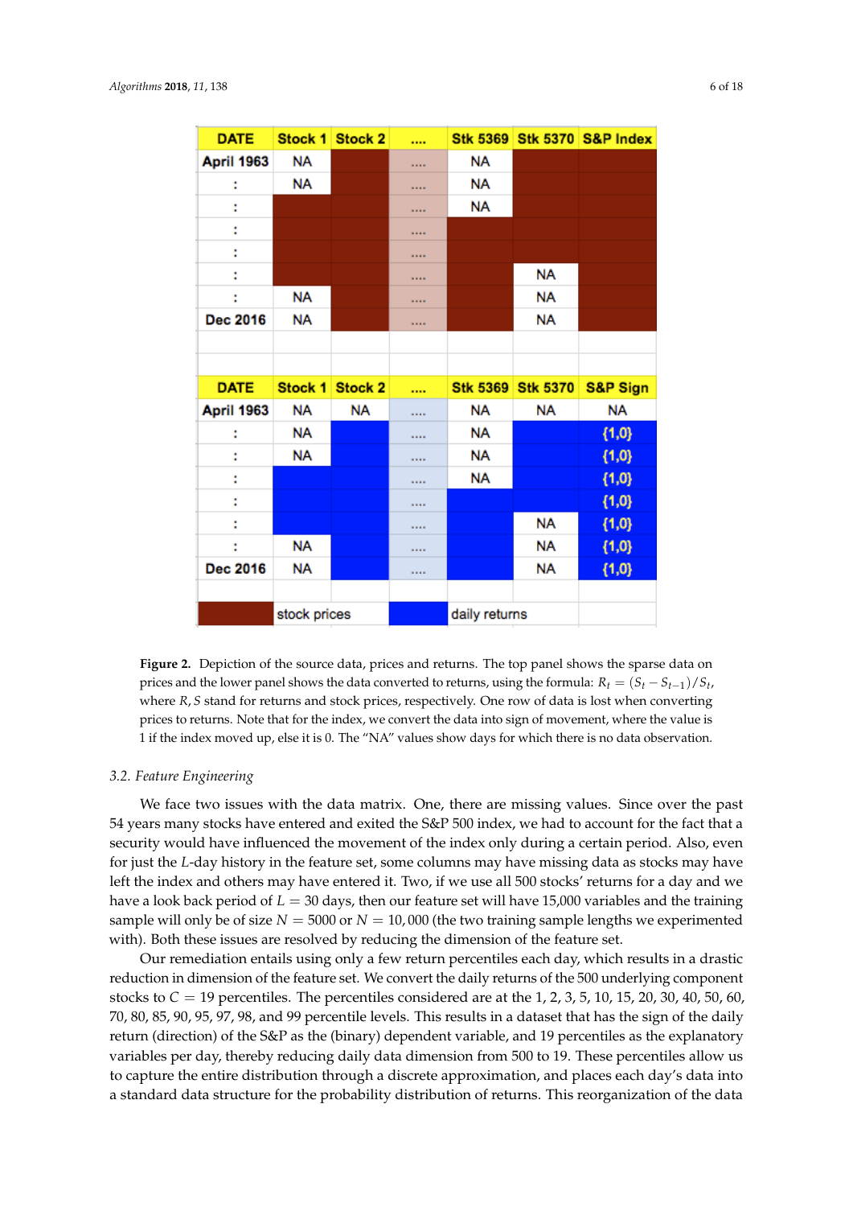| DATE | Stock 1 | Stock 2 | .... | Stk 5369 | Stk 5370 | S&P Index |
|---|---|---|---|---|---|---|
| April 1963 | NA | | .... | NA | | |
| : | NA | | .... | NA | | |
| : | | | .... | NA | | |
| : | | | .... | | | |
| : | | | .... | | | |
| : | | | .... | | NA | |
| : | NA | | .... | | NA | |
| Dec 2016 | NA | | .... | | NA | |

| DATE | Stock 1 | Stock 2 | .... | Stk 5369 | Stk 5370 | S&P Sign |
|---|---|---|---|---|---|---|
| April 1963 | NA | NA | .... | NA | NA | NA |
| : | NA | | .... | NA | | {1,0} |
| : | NA | | .... | NA | | {1,0} |
| : | | | .... | NA | | {1,0} |
| : | | | .... | | | {1,0} |
| : | | | .... | | NA | {1,0} |
| : | NA | | .... | | NA | {1,0} |
| Dec 2016 | NA | | .... | | NA | {1,0} |

Legend: stock prices (dark red); daily returns (blue).

**Figure 2.** Depiction of the source data, prices and returns. The top panel shows the sparse data on prices and the lower panel shows the data converted to returns, using the formula: $R_t = (S_t - S_{t-1})/S_t$, where $R, S$ stand for returns and stock prices, respectively. One row of data is lost when converting prices to returns. Note that for the index, we convert the data into sign of movement, where the value is 1 if the index moved up, else it is 0. The "NA" values show days for which there is no data observation.

### 3.2. Feature Engineering

We face two issues with the data matrix. One, there are missing values. Since over the past 54 years many stocks have entered and exited the S&P 500 index, we had to account for the fact that a security would have influenced the movement of the index only during a certain period. Also, even for just the $L$-day history in the feature set, some columns may have missing data as stocks may have left the index and others may have entered it. Two, if we use all 500 stocks' returns for a day and we have a look back period of $L = 30$ days, then our feature set will have 15,000 variables and the training sample will only be of size $N = 5000$ or $N = 10,000$ (the two training sample lengths we experimented with). Both these issues are resolved by reducing the dimension of the feature set.

Our remediation entails using only a few return percentiles each day, which results in a drastic reduction in dimension of the feature set. We convert the daily returns of the 500 underlying component stocks to $C = 19$ percentiles. The percentiles considered are at the 1, 2, 3, 5, 10, 15, 20, 30, 40, 50, 60, 70, 80, 85, 90, 95, 97, 98, and 99 percentile levels. This results in a dataset that has the sign of the daily return (direction) of the S&P as the (binary) dependent variable, and 19 percentiles as the explanatory variables per day, thereby reducing daily data dimension from 500 to 19. These percentiles allow us to capture the entire distribution through a discrete approximation, and places each day's data into a standard data structure for the probability distribution of returns. This reorganization of the data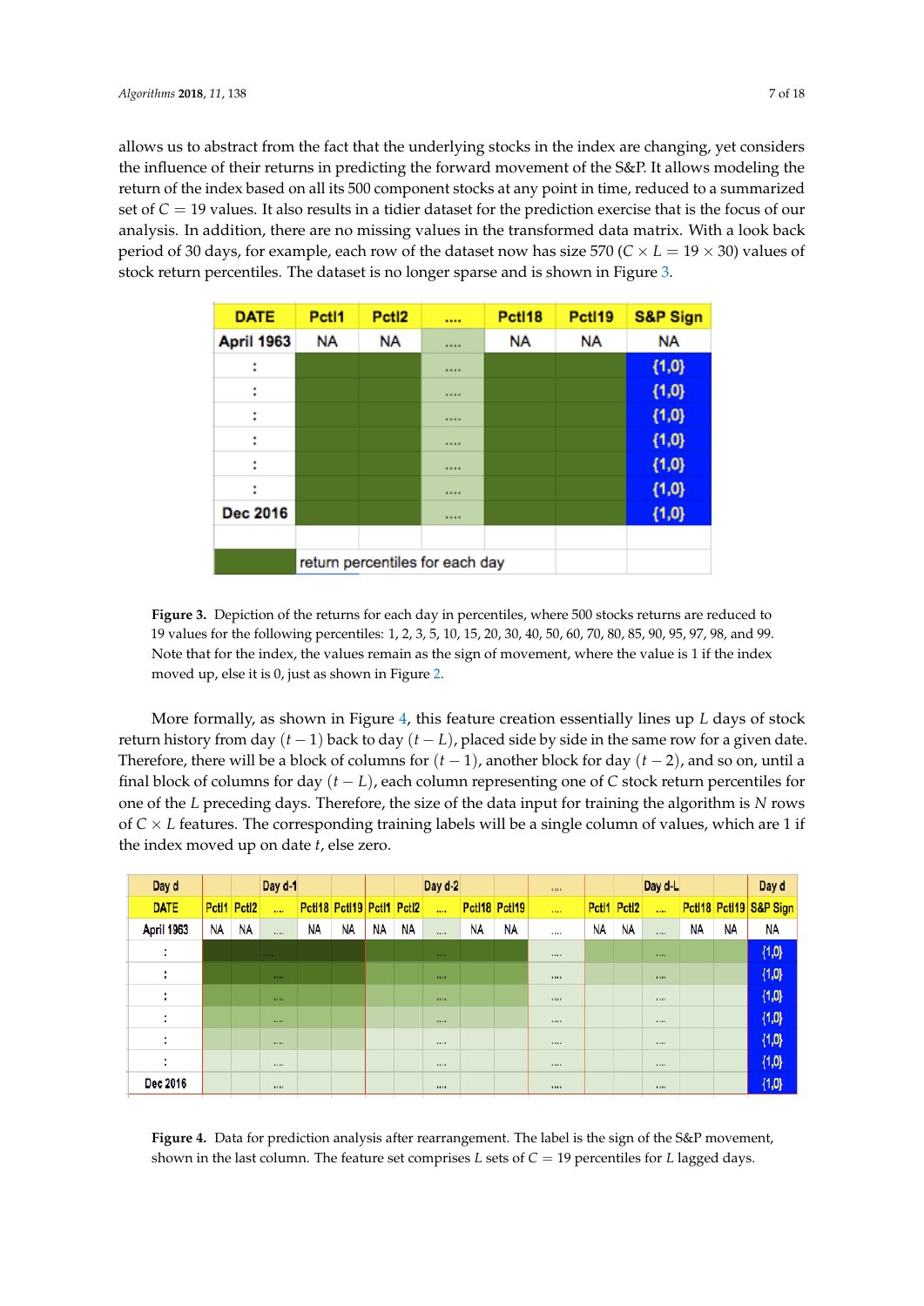allows us to abstract from the fact that the underlying stocks in the index are changing, yet considers the influence of their returns in predicting the forward movement of the S&P. It allows modeling the return of the index based on all its 500 component stocks at any point in time, reduced to a summarized set of $C = 19$ values. It also results in a tidier dataset for the prediction exercise that is the focus of our analysis. In addition, there are no missing values in the transformed data matrix. With a look back period of 30 days, for example, each row of the dataset now has size 570 ($C \times L = 19 \times 30$) values of stock return percentiles. The dataset is no longer sparse and is shown in Figure 3.

| DATE | Pctl1 | Pctl2 | .... | Pctl18 | Pctl19 | S&P Sign |
|---|---|---|---|---|---|---|
| April 1963 | NA | NA | .... | NA | NA | NA |
| : | | | .... | | | {1,0} |
| : | | | .... | | | {1,0} |
| : | | | .... | | | {1,0} |
| : | | | .... | | | {1,0} |
| : | | | .... | | | {1,0} |
| : | | | .... | | | {1,0} |
| Dec 2016 | | | .... | | | {1,0} |
| | return percentiles for each day | | | | | |

**Figure 3.** Depiction of the returns for each day in percentiles, where 500 stocks returns are reduced to 19 values for the following percentiles: 1, 2, 3, 5, 10, 15, 20, 30, 40, 50, 60, 70, 80, 85, 90, 95, 97, 98, and 99. Note that for the index, the values remain as the sign of movement, where the value is 1 if the index moved up, else it is 0, just as shown in Figure 2.

More formally, as shown in Figure 4, this feature creation essentially lines up $L$ days of stock return history from day $(t-1)$ back to day $(t-L)$, placed side by side in the same row for a given date. Therefore, there will be a block of columns for $(t-1)$, another block for day $(t-2)$, and so on, until a final block of columns for day $(t-L)$, each column representing one of $C$ stock return percentiles for one of the $L$ preceding days. Therefore, the size of the data input for training the algorithm is $N$ rows of $C \times L$ features. The corresponding training labels will be a single column of values, which are 1 if the index moved up on date $t$, else zero.

| Day d | Day d-1 | | | | | Day d-2 | | | | | .... | Day d-L | | | | | Day d |
|---|---|---|---|---|---|---|---|---|---|---|---|---|---|---|---|---|---|
| DATE | Pctl1 | Pctl2 | .... | Pctl18 | Pctl19 | Pctl1 | Pctl2 | .... | Pctl18 | Pctl19 | .... | Pctl1 | Pctl2 | .... | Pctl18 | Pctl19 | S&P Sign |
| April 1963 | NA | NA | .... | NA | NA | NA | NA | .... | NA | NA | .... | NA | NA | .... | NA | NA | NA |
| : | | | .... | | | | | .... | | | .... | | | .... | | | {1,0} |
| : | | | .... | | | | | .... | | | .... | | | .... | | | {1,0} |
| : | | | .... | | | | | .... | | | .... | | | .... | | | {1,0} |
| : | | | .... | | | | | .... | | | .... | | | .... | | | {1,0} |
| : | | | .... | | | | | .... | | | .... | | | .... | | | {1,0} |
| : | | | .... | | | | | .... | | | .... | | | .... | | | {1,0} |
| Dec 2016 | | | .... | | | | | .... | | | .... | | | .... | | | {1,0} |

**Figure 4.** Data for prediction analysis after rearrangement. The label is the sign of the S&P movement, shown in the last column. The feature set comprises $L$ sets of $C = 19$ percentiles for $L$ lagged days.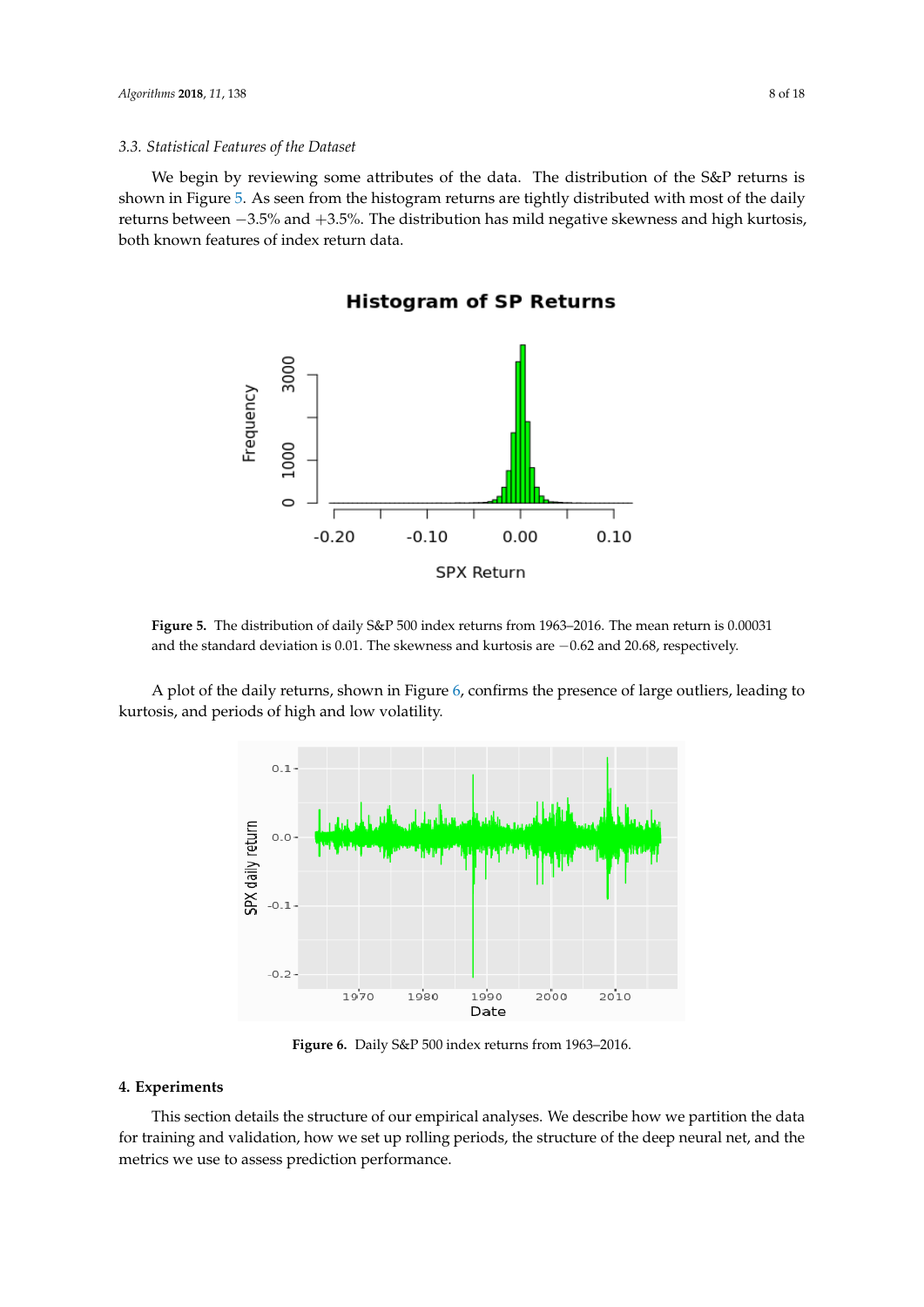### 3.3. Statistical Features of the Dataset

We begin by reviewing some attributes of the data. The distribution of the S&P returns is shown in Figure 5. As seen from the histogram returns are tightly distributed with most of the daily returns between −3.5% and +3.5%. The distribution has mild negative skewness and high kurtosis, both known features of index return data.

**Figure 5.** The distribution of daily S&P 500 index returns from 1963–2016. The mean return is 0.00031 and the standard deviation is 0.01. The skewness and kurtosis are −0.62 and 20.68, respectively.

A plot of the daily returns, shown in Figure 6, confirms the presence of large outliers, leading to kurtosis, and periods of high and low volatility.

**Figure 6.** Daily S&P 500 index returns from 1963–2016.

## 4. Experiments

This section details the structure of our empirical analyses. We describe how we partition the data for training and validation, how we set up rolling periods, the structure of the deep neural net, and the metrics we use to assess prediction performance.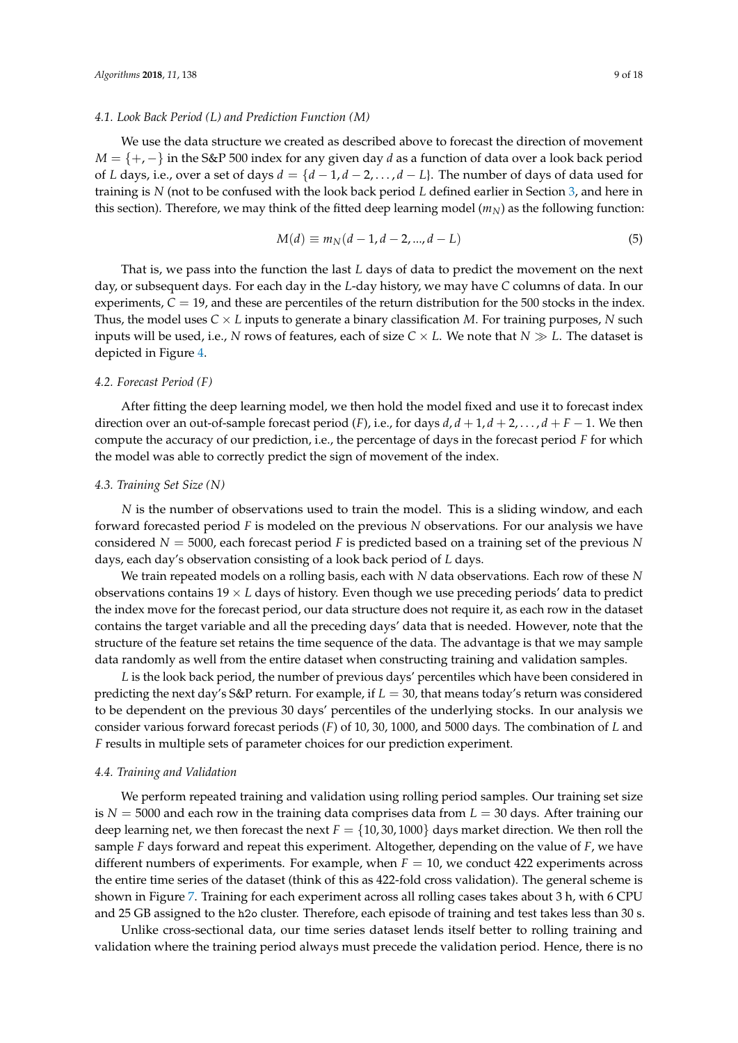### 4.1. Look Back Period (L) and Prediction Function (M)

We use the data structure we created as described above to forecast the direction of movement $M = \{+, -\}$ in the S&P 500 index for any given day $d$ as a function of data over a look back period of $L$ days, i.e., over a set of days $d = \{d-1, d-2, \ldots, d-L\}$. The number of days of data used for training is $N$ (not to be confused with the look back period $L$ defined earlier in Section 3, and here in this section). Therefore, we may think of the fitted deep learning model ($m_N$) as the following function:

$$M(d) \equiv m_N(d-1, d-2, ..., d-L) \tag{5}$$

That is, we pass into the function the last $L$ days of data to predict the movement on the next day, or subsequent days. For each day in the $L$-day history, we may have $C$ columns of data. In our experiments, $C = 19$, and these are percentiles of the return distribution for the 500 stocks in the index. Thus, the model uses $C \times L$ inputs to generate a binary classification $M$. For training purposes, $N$ such inputs will be used, i.e., $N$ rows of features, each of size $C \times L$. We note that $N \gg L$. The dataset is depicted in Figure 4.

### 4.2. Forecast Period (F)

After fitting the deep learning model, we then hold the model fixed and use it to forecast index direction over an out-of-sample forecast period ($F$), i.e., for days $d, d+1, d+2, \ldots, d+F-1$. We then compute the accuracy of our prediction, i.e., the percentage of days in the forecast period $F$ for which the model was able to correctly predict the sign of movement of the index.

### 4.3. Training Set Size (N)

$N$ is the number of observations used to train the model. This is a sliding window, and each forward forecasted period $F$ is modeled on the previous $N$ observations. For our analysis we have considered $N = 5000$, each forecast period $F$ is predicted based on a training set of the previous $N$ days, each day's observation consisting of a look back period of $L$ days.

We train repeated models on a rolling basis, each with $N$ data observations. Each row of these $N$ observations contains $19 \times L$ days of history. Even though we use preceding periods' data to predict the index move for the forecast period, our data structure does not require it, as each row in the dataset contains the target variable and all the preceding days' data that is needed. However, note that the structure of the feature set retains the time sequence of the data. The advantage is that we may sample data randomly as well from the entire dataset when constructing training and validation samples.

$L$ is the look back period, the number of previous days' percentiles which have been considered in predicting the next day's S&P return. For example, if $L = 30$, that means today's return was considered to be dependent on the previous 30 days' percentiles of the underlying stocks. In our analysis we consider various forward forecast periods ($F$) of 10, 30, 1000, and 5000 days. The combination of $L$ and $F$ results in multiple sets of parameter choices for our prediction experiment.

### 4.4. Training and Validation

We perform repeated training and validation using rolling period samples. Our training set size is $N = 5000$ and each row in the training data comprises data from $L = 30$ days. After training our deep learning net, we then forecast the next $F = \{10, 30, 1000\}$ days market direction. We then roll the sample $F$ days forward and repeat this experiment. Altogether, depending on the value of $F$, we have different numbers of experiments. For example, when $F = 10$, we conduct 422 experiments across the entire time series of the dataset (think of this as 422-fold cross validation). The general scheme is shown in Figure 7. Training for each experiment across all rolling cases takes about 3 h, with 6 CPU and 25 GB assigned to the `h2o` cluster. Therefore, each episode of training and test takes less than 30 s.

Unlike cross-sectional data, our time series dataset lends itself better to rolling training and validation where the training period always must precede the validation period. Hence, there is no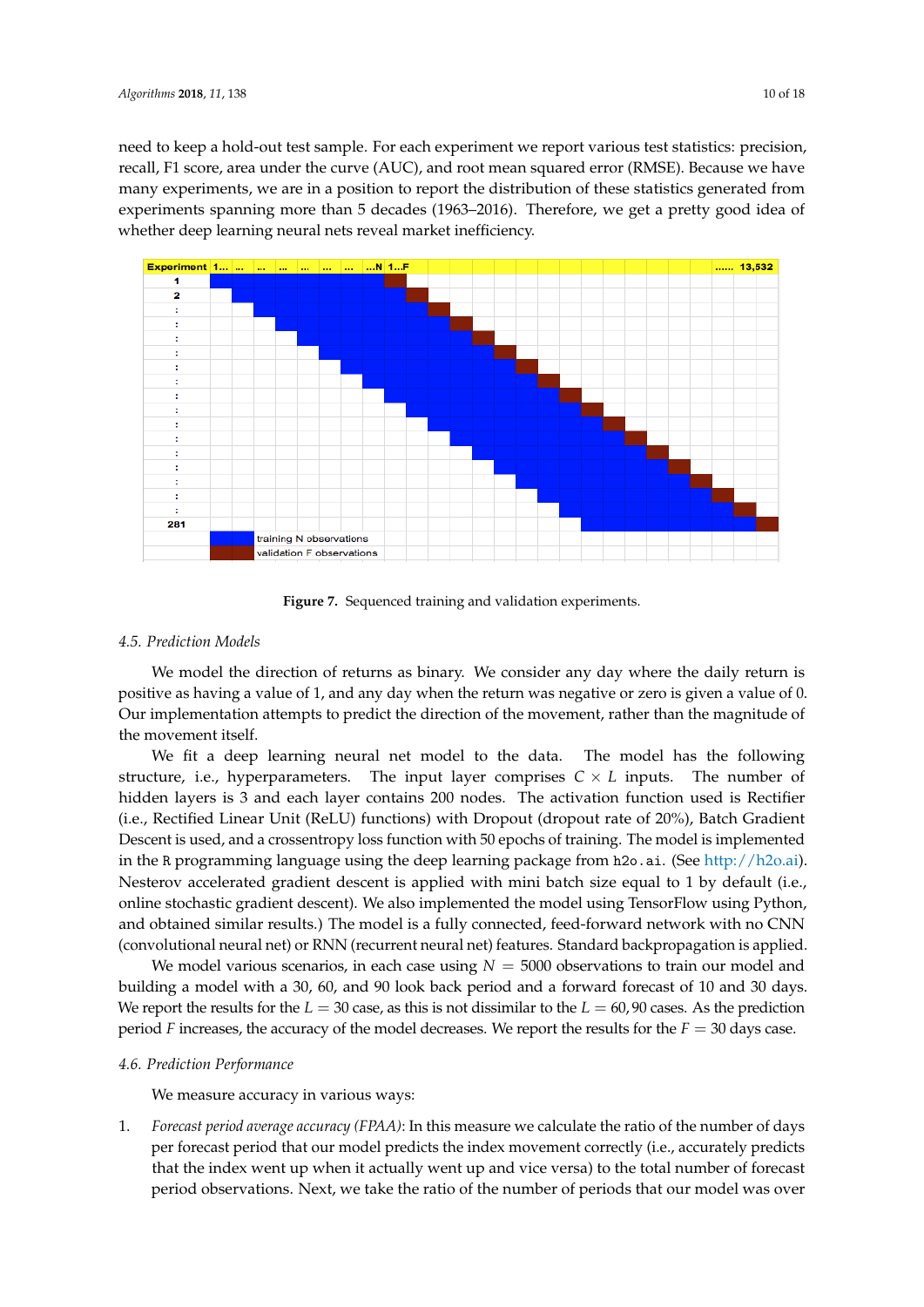need to keep a hold-out test sample. For each experiment we report various test statistics: precision, recall, F1 score, area under the curve (AUC), and root mean squared error (RMSE). Because we have many experiments, we are in a position to report the distribution of these statistics generated from experiments spanning more than 5 decades (1963–2016). Therefore, we get a pretty good idea of whether deep learning neural nets reveal market inefficiency.

**Figure 7.** Sequenced training and validation experiments.

### 4.5. Prediction Models

We model the direction of returns as binary. We consider any day where the daily return is positive as having a value of 1, and any day when the return was negative or zero is given a value of 0. Our implementation attempts to predict the direction of the movement, rather than the magnitude of the movement itself.

We fit a deep learning neural net model to the data. The model has the following structure, i.e., hyperparameters. The input layer comprises $C \times L$ inputs. The number of hidden layers is 3 and each layer contains 200 nodes. The activation function used is Rectifier (i.e., Rectified Linear Unit (ReLU) functions) with Dropout (dropout rate of 20%), Batch Gradient Descent is used, and a crossentropy loss function with 50 epochs of training. The model is implemented in the R programming language using the deep learning package from h2o.ai. (See http://h2o.ai). Nesterov accelerated gradient descent is applied with mini batch size equal to 1 by default (i.e., online stochastic gradient descent). We also implemented the model using TensorFlow using Python, and obtained similar results.) The model is a fully connected, feed-forward network with no CNN (convolutional neural net) or RNN (recurrent neural net) features. Standard backpropagation is applied.

We model various scenarios, in each case using $N = 5000$ observations to train our model and building a model with a 30, 60, and 90 look back period and a forward forecast of 10 and 30 days. We report the results for the $L = 30$ case, as this is not dissimilar to the $L = 60, 90$ cases. As the prediction period $F$ increases, the accuracy of the model decreases. We report the results for the $F = 30$ days case.

### 4.6. Prediction Performance

We measure accuracy in various ways:

1. *Forecast period average accuracy (FPAA)*: In this measure we calculate the ratio of the number of days per forecast period that our model predicts the index movement correctly (i.e., accurately predicts that the index went up when it actually went up and vice versa) to the total number of forecast period observations. Next, we take the ratio of the number of periods that our model was over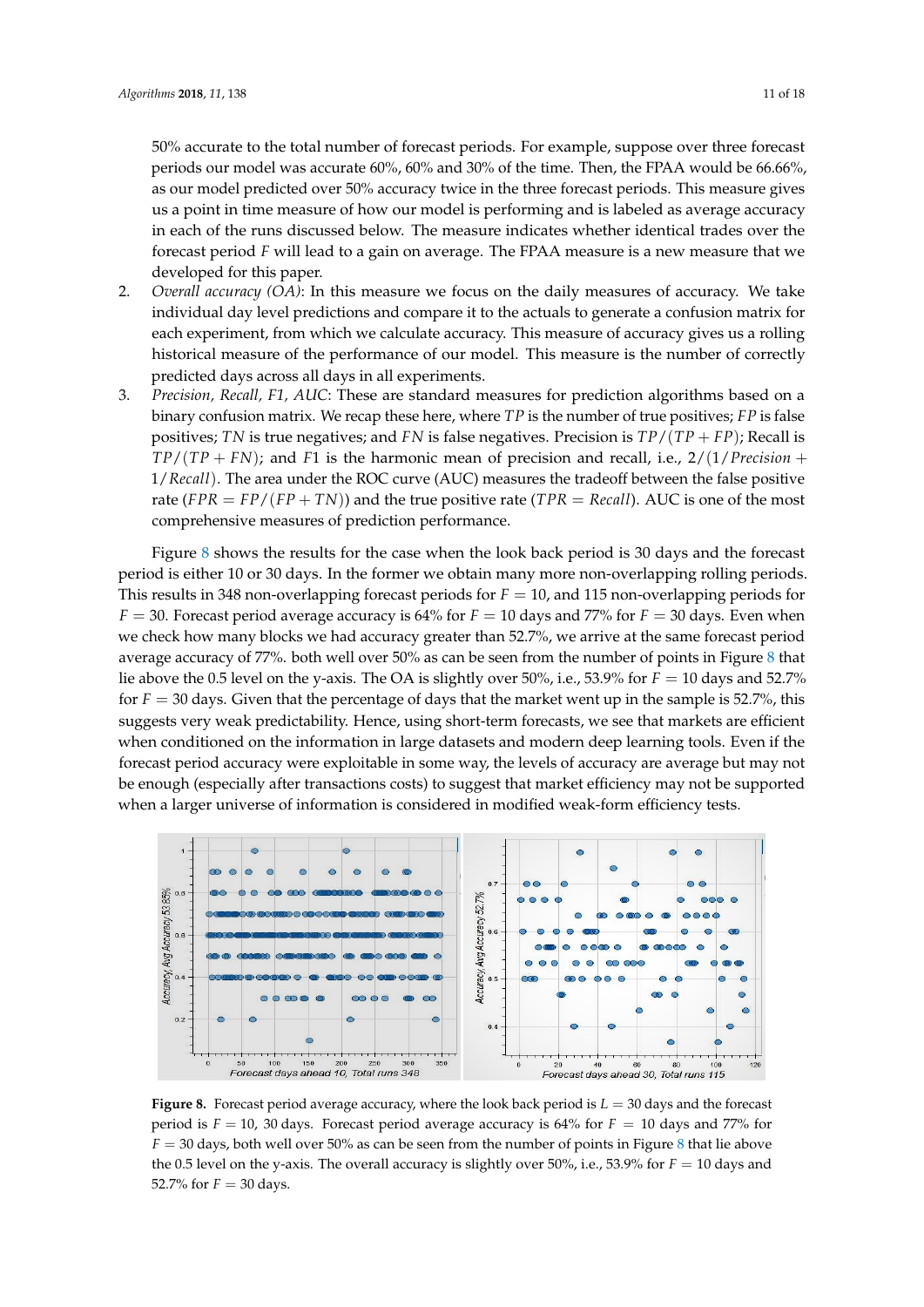50% accurate to the total number of forecast periods. For example, suppose over three forecast periods our model was accurate 60%, 60% and 30% of the time. Then, the FPAA would be 66.66%, as our model predicted over 50% accuracy twice in the three forecast periods. This measure gives us a point in time measure of how our model is performing and is labeled as average accuracy in each of the runs discussed below. The measure indicates whether identical trades over the forecast period $F$ will lead to a gain on average. The FPAA measure is a new measure that we developed for this paper.

2. *Overall accuracy (OA)*: In this measure we focus on the daily measures of accuracy. We take individual day level predictions and compare it to the actuals to generate a confusion matrix for each experiment, from which we calculate accuracy. This measure of accuracy gives us a rolling historical measure of the performance of our model. This measure is the number of correctly predicted days across all days in all experiments.
3. *Precision, Recall, F1, AUC*: These are standard measures for prediction algorithms based on a binary confusion matrix. We recap these here, where $TP$ is the number of true positives; $FP$ is false positives; $TN$ is true negatives; and $FN$ is false negatives. Precision is $TP/(TP + FP)$; Recall is $TP/(TP + FN)$; and $F1$ is the harmonic mean of precision and recall, i.e., $2/(1/Precision + 1/Recall)$. The area under the ROC curve (AUC) measures the tradeoff between the false positive rate ($FPR = FP/(FP + TN)$) and the true positive rate ($TPR = Recall$). AUC is one of the most comprehensive measures of prediction performance.

Figure 8 shows the results for the case when the look back period is 30 days and the forecast period is either 10 or 30 days. In the former we obtain many more non-overlapping rolling periods. This results in 348 non-overlapping forecast periods for $F = 10$, and 115 non-overlapping periods for $F = 30$. Forecast period average accuracy is 64% for $F = 10$ days and 77% for $F = 30$ days. Even when we check how many blocks we had accuracy greater than 52.7%, we arrive at the same forecast period average accuracy of 77%. both well over 50% as can be seen from the number of points in Figure 8 that lie above the 0.5 level on the y-axis. The OA is slightly over 50%, i.e., 53.9% for $F = 10$ days and 52.7% for $F = 30$ days. Given that the percentage of days that the market went up in the sample is 52.7%, this suggests very weak predictability. Hence, using short-term forecasts, we see that markets are efficient when conditioned on the information in large datasets and modern deep learning tools. Even if the forecast period accuracy were exploitable in some way, the levels of accuracy are average but may not be enough (especially after transactions costs) to suggest that market efficiency may not be supported when a larger universe of information is considered in modified weak-form efficiency tests.

**Figure 8.** Forecast period average accuracy, where the look back period is $L = 30$ days and the forecast period is $F = 10$, 30 days. Forecast period average accuracy is 64% for $F = 10$ days and 77% for $F = 30$ days, both well over 50% as can be seen from the number of points in Figure 8 that lie above the 0.5 level on the y-axis. The overall accuracy is slightly over 50%, i.e., 53.9% for $F = 10$ days and 52.7% for $F = 30$ days.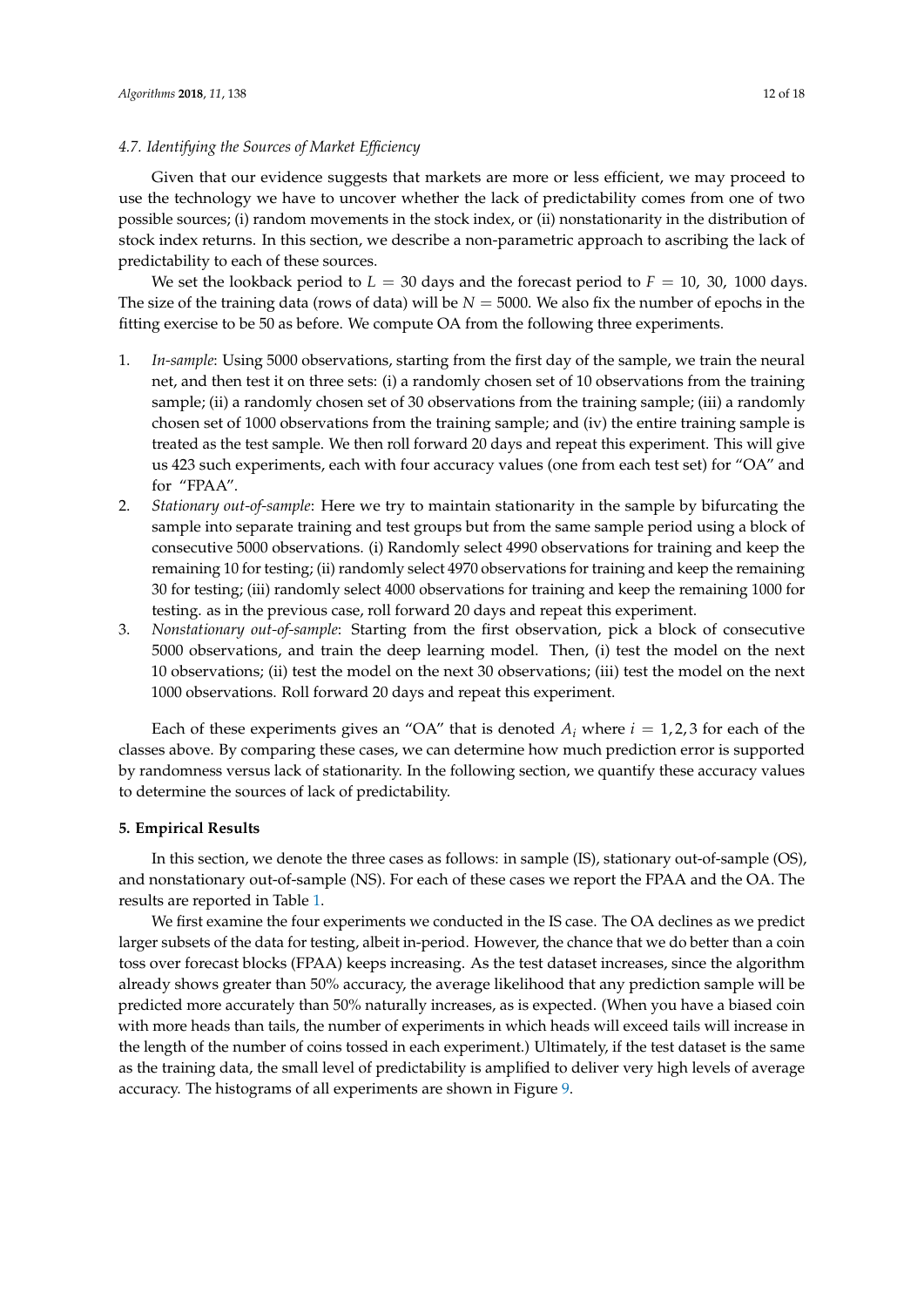### 4.7. Identifying the Sources of Market Efficiency

Given that our evidence suggests that markets are more or less efficient, we may proceed to use the technology we have to uncover whether the lack of predictability comes from one of two possible sources; (i) random movements in the stock index, or (ii) nonstationarity in the distribution of stock index returns. In this section, we describe a non-parametric approach to ascribing the lack of predictability to each of these sources.

We set the lookback period to $L = 30$ days and the forecast period to $F = 10,\ 30,\ 1000$ days. The size of the training data (rows of data) will be $N = 5000$. We also fix the number of epochs in the fitting exercise to be 50 as before. We compute OA from the following three experiments.

1. *In-sample*: Using 5000 observations, starting from the first day of the sample, we train the neural net, and then test it on three sets: (i) a randomly chosen set of 10 observations from the training sample; (ii) a randomly chosen set of 30 observations from the training sample; (iii) a randomly chosen set of 1000 observations from the training sample; and (iv) the entire training sample is treated as the test sample. We then roll forward 20 days and repeat this experiment. This will give us 423 such experiments, each with four accuracy values (one from each test set) for "OA" and for "FPAA".
2. *Stationary out-of-sample*: Here we try to maintain stationarity in the sample by bifurcating the sample into separate training and test groups but from the same sample period using a block of consecutive 5000 observations. (i) Randomly select 4990 observations for training and keep the remaining 10 for testing; (ii) randomly select 4970 observations for training and keep the remaining 30 for testing; (iii) randomly select 4000 observations for training and keep the remaining 1000 for testing. as in the previous case, roll forward 20 days and repeat this experiment.
3. *Nonstationary out-of-sample*: Starting from the first observation, pick a block of consecutive 5000 observations, and train the deep learning model. Then, (i) test the model on the next 10 observations; (ii) test the model on the next 30 observations; (iii) test the model on the next 1000 observations. Roll forward 20 days and repeat this experiment.

Each of these experiments gives an "OA" that is denoted $A_i$ where $i = 1, 2, 3$ for each of the classes above. By comparing these cases, we can determine how much prediction error is supported by randomness versus lack of stationarity. In the following section, we quantify these accuracy values to determine the sources of lack of predictability.

## 5. Empirical Results

In this section, we denote the three cases as follows: in sample (IS), stationary out-of-sample (OS), and nonstationary out-of-sample (NS). For each of these cases we report the FPAA and the OA. The results are reported in Table 1.

We first examine the four experiments we conducted in the IS case. The OA declines as we predict larger subsets of the data for testing, albeit in-period. However, the chance that we do better than a coin toss over forecast blocks (FPAA) keeps increasing. As the test dataset increases, since the algorithm already shows greater than 50% accuracy, the average likelihood that any prediction sample will be predicted more accurately than 50% naturally increases, as is expected. (When you have a biased coin with more heads than tails, the number of experiments in which heads will exceed tails will increase in the length of the number of coins tossed in each experiment.) Ultimately, if the test dataset is the same as the training data, the small level of predictability is amplified to deliver very high levels of average accuracy. The histograms of all experiments are shown in Figure 9.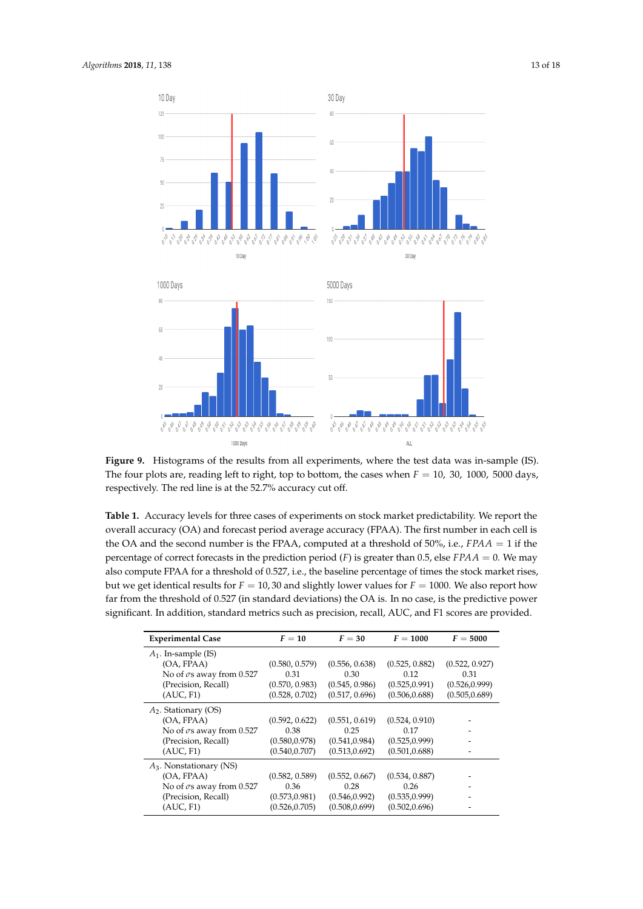**Figure 9.** Histograms of the results from all experiments, where the test data was in-sample (IS). The four plots are, reading left to right, top to bottom, the cases when $F = 10$, 30, 1000, 5000 days, respectively. The red line is at the 52.7% accuracy cut off.

**Table 1.** Accuracy levels for three cases of experiments on stock market predictability. We report the overall accuracy (OA) and forecast period average accuracy (FPAA). The first number in each cell is the OA and the second number is the FPAA, computed at a threshold of 50%, i.e., $FPAA = 1$ if the percentage of correct forecasts in the prediction period ($F$) is greater than 0.5, else $FPAA = 0$. We may also compute FPAA for a threshold of 0.527, i.e., the baseline percentage of times the stock market rises, but we get identical results for $F = 10, 30$ and slightly lower values for $F = 1000$. We also report how far from the threshold of 0.527 (in standard deviations) the OA is. In no case, is the predictive power significant. In addition, standard metrics such as precision, recall, AUC, and F1 scores are provided.

| Experimental Case | $F = 10$ | $F = 30$ | $F = 1000$ | $F = 5000$ |
|---|---|---|---|---|
| $A_1$. In-sample (IS) | | | | |
| (OA, FPAA) | (0.580, 0.579) | (0.556, 0.638) | (0.525, 0.882) | (0.522, 0.927) |
| No of $\sigma$s away from 0.527 | 0.31 | 0.30 | 0.12 | 0.31 |
| (Precision, Recall) | (0.570, 0.983) | (0.545, 0.986) | (0.525,0.991) | (0.526,0.999) |
| (AUC, F1) | (0.528, 0.702) | (0.517, 0.696) | (0.506,0.688) | (0.505,0.689) |
| $A_2$. Stationary (OS) | | | | |
| (OA, FPAA) | (0.592, 0.622) | (0.551, 0.619) | (0.524, 0.910) | - |
| No of $\sigma$s away from 0.527 | 0.38 | 0.25 | 0.17 | - |
| (Precision, Recall) | (0.580,0.978) | (0.541,0.984) | (0.525,0.999) | - |
| (AUC, F1) | (0.540,0.707) | (0.513,0.692) | (0.501,0.688) | - |
| $A_3$. Nonstationary (NS) | | | | |
| (OA, FPAA) | (0.582, 0.589) | (0.552, 0.667) | (0.534, 0.887) | - |
| No of $\sigma$s away from 0.527 | 0.36 | 0.28 | 0.26 | - |
| (Precision, Recall) | (0.573,0.981) | (0.546,0.992) | (0.535,0.999) | - |
| (AUC, F1) | (0.526,0.705) | (0.508,0.699) | (0.502,0.696) | - |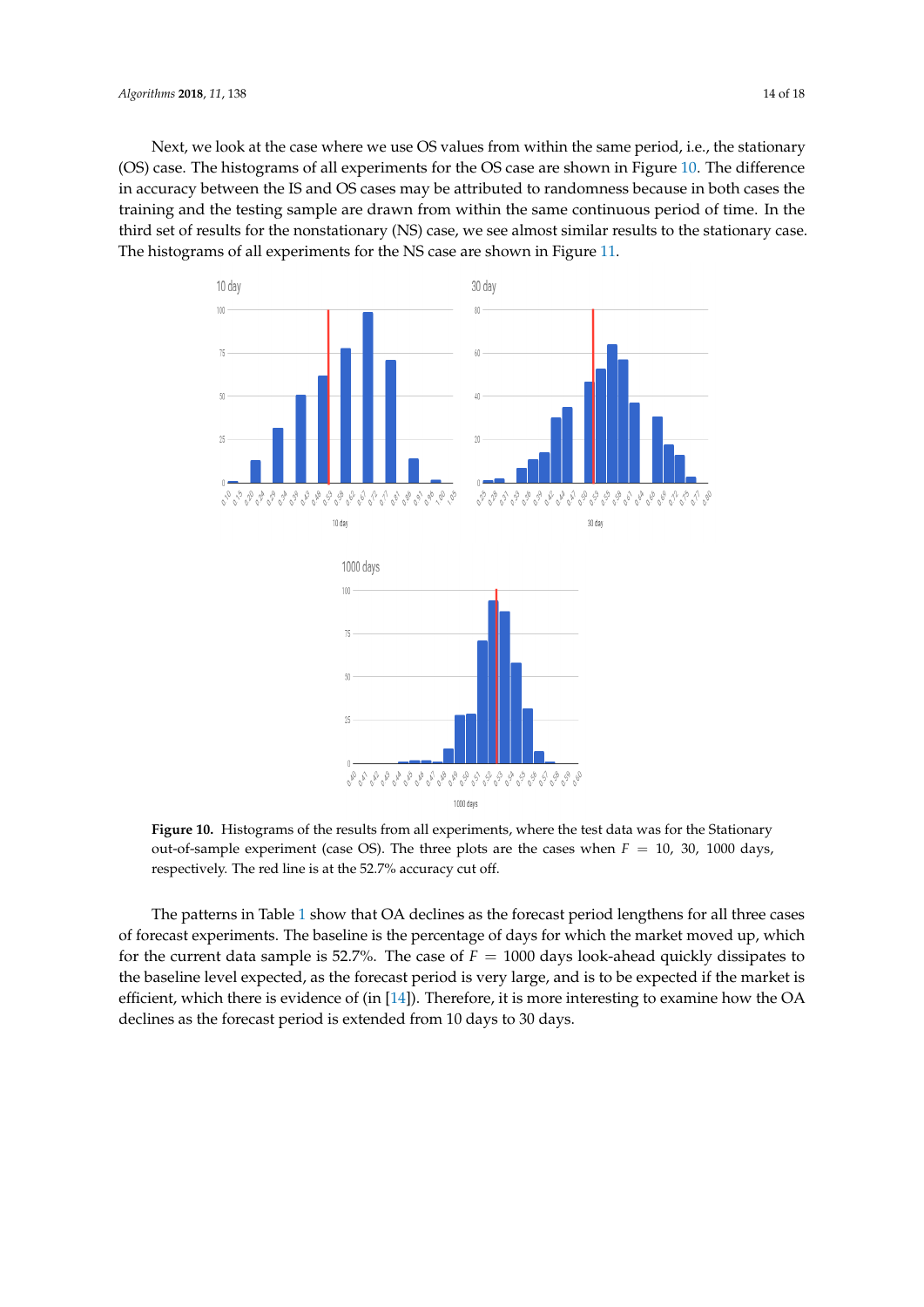Next, we look at the case where we use OS values from within the same period, i.e., the stationary (OS) case. The histograms of all experiments for the OS case are shown in Figure 10. The difference in accuracy between the IS and OS cases may be attributed to randomness because in both cases the training and the testing sample are drawn from within the same continuous period of time. In the third set of results for the nonstationary (NS) case, we see almost similar results to the stationary case. The histograms of all experiments for the NS case are shown in Figure 11.

**Figure 10.** Histograms of the results from all experiments, where the test data was for the Stationary out-of-sample experiment (case OS). The three plots are the cases when $F = 10$, 30, 1000 days, respectively. The red line is at the 52.7% accuracy cut off.

The patterns in Table 1 show that OA declines as the forecast period lengthens for all three cases of forecast experiments. The baseline is the percentage of days for which the market moved up, which for the current data sample is 52.7%. The case of $F = 1000$ days look-ahead quickly dissipates to the baseline level expected, as the forecast period is very large, and is to be expected if the market is efficient, which there is evidence of (in [14]). Therefore, it is more interesting to examine how the OA declines as the forecast period is extended from 10 days to 30 days.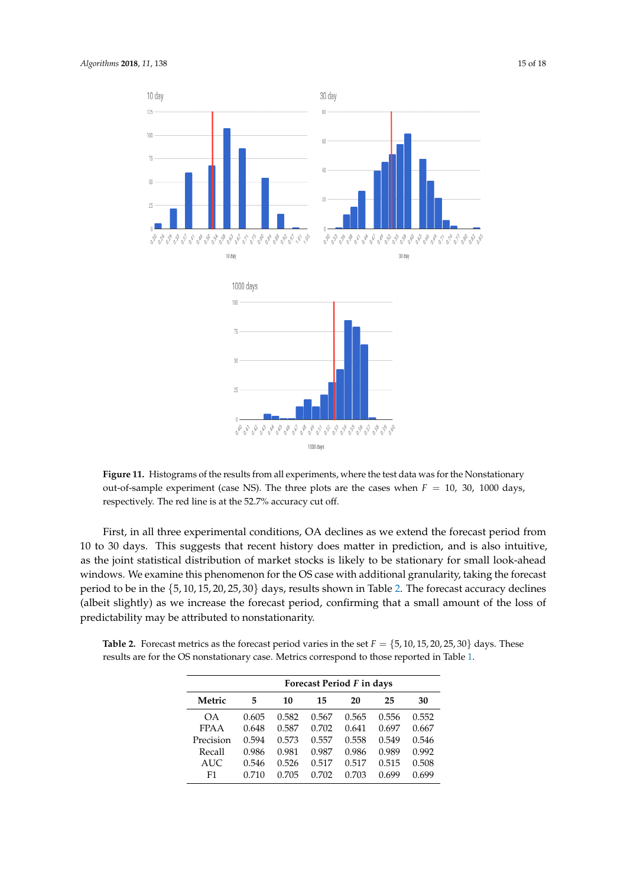**Figure 11.** Histograms of the results from all experiments, where the test data was for the Nonstationary out-of-sample experiment (case NS). The three plots are the cases when $F = 10$, 30, 1000 days, respectively. The red line is at the 52.7% accuracy cut off.

First, in all three experimental conditions, OA declines as we extend the forecast period from 10 to 30 days. This suggests that recent history does matter in prediction, and is also intuitive, as the joint statistical distribution of market stocks is likely to be stationary for small look-ahead windows. We examine this phenomenon for the OS case with additional granularity, taking the forecast period to be in the $\{5, 10, 15, 20, 25, 30\}$ days, results shown in Table 2. The forecast accuracy declines (albeit slightly) as we increase the forecast period, confirming that a small amount of the loss of predictability may be attributed to nonstationarity.

**Table 2.** Forecast metrics as the forecast period varies in the set $F = \{5, 10, 15, 20, 25, 30\}$ days. These results are for the OS nonstationary case. Metrics correspond to those reported in Table 1.

| | **Forecast Period *F* in days** | | | | | |
|---|---|---|---|---|---|---|
| **Metric** | **5** | **10** | **15** | **20** | **25** | **30** |
| OA | 0.605 | 0.582 | 0.567 | 0.565 | 0.556 | 0.552 |
| FPAA | 0.648 | 0.587 | 0.702 | 0.641 | 0.697 | 0.667 |
| Precision | 0.594 | 0.573 | 0.557 | 0.558 | 0.549 | 0.546 |
| Recall | 0.986 | 0.981 | 0.987 | 0.986 | 0.989 | 0.992 |
| AUC | 0.546 | 0.526 | 0.517 | 0.517 | 0.515 | 0.508 |
| F1 | 0.710 | 0.705 | 0.702 | 0.703 | 0.699 | 0.699 |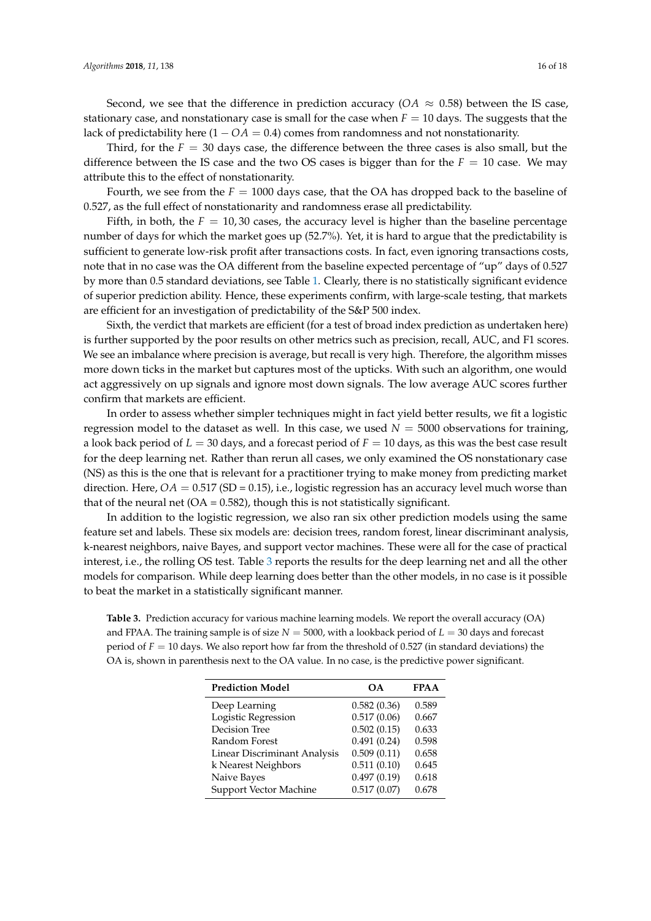Second, we see that the difference in prediction accuracy ($OA \approx 0.58$) between the IS case, stationary case, and nonstationary case is small for the case when $F = 10$ days. The suggests that the lack of predictability here ($1 - OA = 0.4$) comes from randomness and not nonstationarity.

Third, for the $F = 30$ days case, the difference between the three cases is also small, but the difference between the IS case and the two OS cases is bigger than for the $F = 10$ case. We may attribute this to the effect of nonstationarity.

Fourth, we see from the $F = 1000$ days case, that the OA has dropped back to the baseline of 0.527, as the full effect of nonstationarity and randomness erase all predictability.

Fifth, in both, the $F = 10, 30$ cases, the accuracy level is higher than the baseline percentage number of days for which the market goes up (52.7%). Yet, it is hard to argue that the predictability is sufficient to generate low-risk profit after transactions costs. In fact, even ignoring transactions costs, note that in no case was the OA different from the baseline expected percentage of "up" days of 0.527 by more than 0.5 standard deviations, see Table 1. Clearly, there is no statistically significant evidence of superior prediction ability. Hence, these experiments confirm, with large-scale testing, that markets are efficient for an investigation of predictability of the S&P 500 index.

Sixth, the verdict that markets are efficient (for a test of broad index prediction as undertaken here) is further supported by the poor results on other metrics such as precision, recall, AUC, and F1 scores. We see an imbalance where precision is average, but recall is very high. Therefore, the algorithm misses more down ticks in the market but captures most of the upticks. With such an algorithm, one would act aggressively on up signals and ignore most down signals. The low average AUC scores further confirm that markets are efficient.

In order to assess whether simpler techniques might in fact yield better results, we fit a logistic regression model to the dataset as well. In this case, we used $N = 5000$ observations for training, a look back period of $L = 30$ days, and a forecast period of $F = 10$ days, as this was the best case result for the deep learning net. Rather than rerun all cases, we only examined the OS nonstationary case (NS) as this is the one that is relevant for a practitioner trying to make money from predicting market direction. Here, $OA = 0.517$ (SD = 0.15), i.e., logistic regression has an accuracy level much worse than that of the neural net (OA = 0.582), though this is not statistically significant.

In addition to the logistic regression, we also ran six other prediction models using the same feature set and labels. These six models are: decision trees, random forest, linear discriminant analysis, k-nearest neighbors, naive Bayes, and support vector machines. These were all for the case of practical interest, i.e., the rolling OS test. Table 3 reports the results for the deep learning net and all the other models for comparison. While deep learning does better than the other models, in no case is it possible to beat the market in a statistically significant manner.

**Table 3.** Prediction accuracy for various machine learning models. We report the overall accuracy (OA) and FPAA. The training sample is of size $N = 5000$, with a lookback period of $L = 30$ days and forecast period of $F = 10$ days. We also report how far from the threshold of 0.527 (in standard deviations) the OA is, shown in parenthesis next to the OA value. In no case, is the predictive power significant.

| Prediction Model | OA | FPAA |
|---|---|---|
| Deep Learning | 0.582 (0.36) | 0.589 |
| Logistic Regression | 0.517 (0.06) | 0.667 |
| Decision Tree | 0.502 (0.15) | 0.633 |
| Random Forest | 0.491 (0.24) | 0.598 |
| Linear Discriminant Analysis | 0.509 (0.11) | 0.658 |
| k Nearest Neighbors | 0.511 (0.10) | 0.645 |
| Naive Bayes | 0.497 (0.19) | 0.618 |
| Support Vector Machine | 0.517 (0.07) | 0.678 |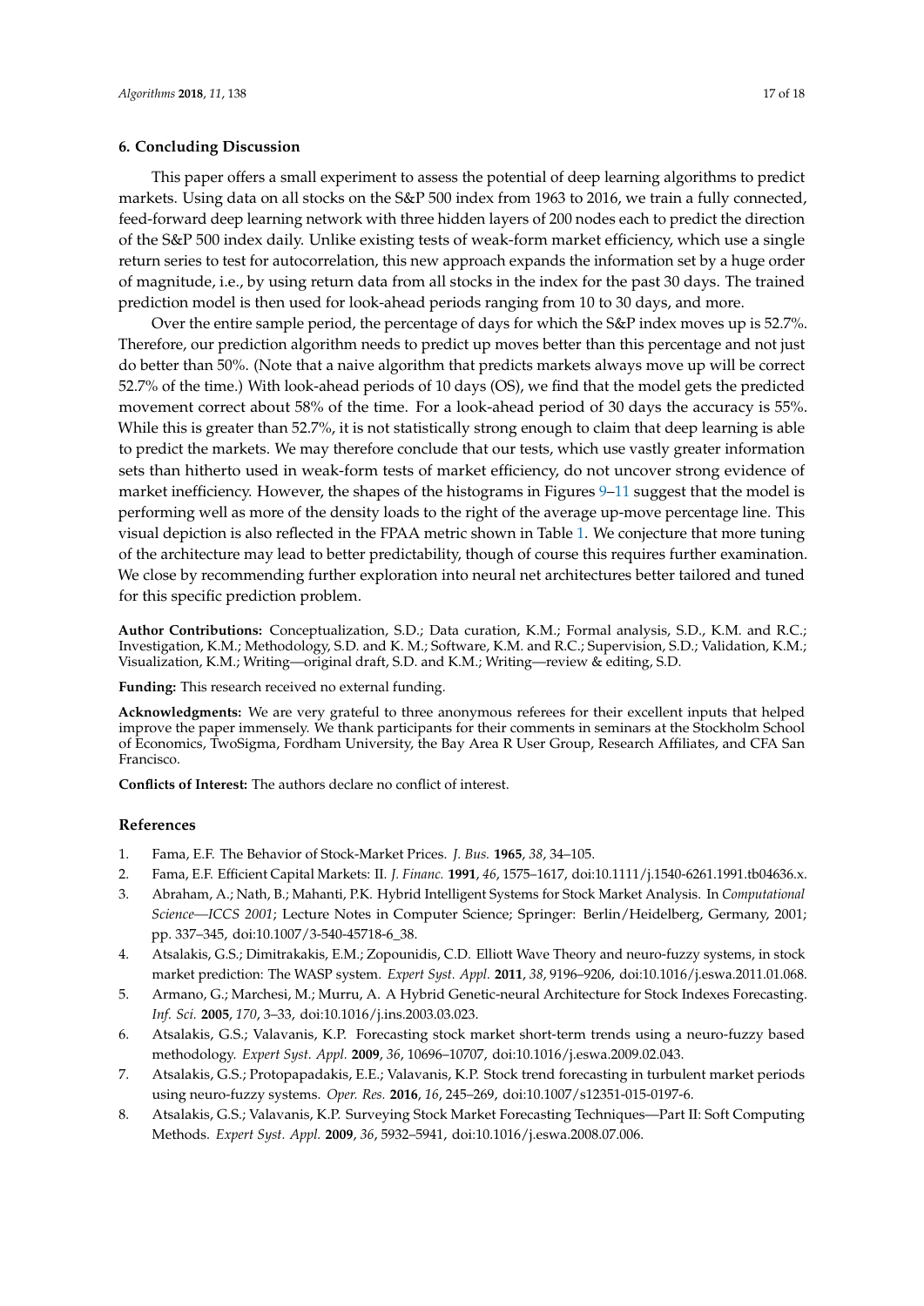## 6. Concluding Discussion

This paper offers a small experiment to assess the potential of deep learning algorithms to predict markets. Using data on all stocks on the S&P 500 index from 1963 to 2016, we train a fully connected, feed-forward deep learning network with three hidden layers of 200 nodes each to predict the direction of the S&P 500 index daily. Unlike existing tests of weak-form market efficiency, which use a single return series to test for autocorrelation, this new approach expands the information set by a huge order of magnitude, i.e., by using return data from all stocks in the index for the past 30 days. The trained prediction model is then used for look-ahead periods ranging from 10 to 30 days, and more.

Over the entire sample period, the percentage of days for which the S&P index moves up is 52.7%. Therefore, our prediction algorithm needs to predict up moves better than this percentage and not just do better than 50%. (Note that a naive algorithm that predicts markets always move up will be correct 52.7% of the time.) With look-ahead periods of 10 days (OS), we find that the model gets the predicted movement correct about 58% of the time. For a look-ahead period of 30 days the accuracy is 55%. While this is greater than 52.7%, it is not statistically strong enough to claim that deep learning is able to predict the markets. We may therefore conclude that our tests, which use vastly greater information sets than hitherto used in weak-form tests of market efficiency, do not uncover strong evidence of market inefficiency. However, the shapes of the histograms in Figures 9–11 suggest that the model is performing well as more of the density loads to the right of the average up-move percentage line. This visual depiction is also reflected in the FPAA metric shown in Table 1. We conjecture that more tuning of the architecture may lead to better predictability, though of course this requires further examination. We close by recommending further exploration into neural net architectures better tailored and tuned for this specific prediction problem.

**Author Contributions:** Conceptualization, S.D.; Data curation, K.M.; Formal analysis, S.D., K.M. and R.C.; Investigation, K.M.; Methodology, S.D. and K. M.; Software, K.M. and R.C.; Supervision, S.D.; Validation, K.M.; Visualization, K.M.; Writing—original draft, S.D. and K.M.; Writing—review & editing, S.D.

**Funding:** This research received no external funding.

**Acknowledgments:** We are very grateful to three anonymous referees for their excellent inputs that helped improve the paper immensely. We thank participants for their comments in seminars at the Stockholm School of Economics, TwoSigma, Fordham University, the Bay Area R User Group, Research Affiliates, and CFA San Francisco.

**Conflicts of Interest:** The authors declare no conflict of interest.

## References

1. Fama, E.F. The Behavior of Stock-Market Prices. *J. Bus.* **1965**, *38*, 34–105.
2. Fama, E.F. Efficient Capital Markets: II. *J. Financ.* **1991**, *46*, 1575–1617, doi:10.1111/j.1540-6261.1991.tb04636.x.
3. Abraham, A.; Nath, B.; Mahanti, P.K. Hybrid Intelligent Systems for Stock Market Analysis. In *Computational Science—ICCS 2001*; Lecture Notes in Computer Science; Springer: Berlin/Heidelberg, Germany, 2001; pp. 337–345, doi:10.1007/3-540-45718-6_38.
4. Atsalakis, G.S.; Dimitrakakis, E.M.; Zopounidis, C.D. Elliott Wave Theory and neuro-fuzzy systems, in stock market prediction: The WASP system. *Expert Syst. Appl.* **2011**, *38*, 9196–9206, doi:10.1016/j.eswa.2011.01.068.
5. Armano, G.; Marchesi, M.; Murru, A. A Hybrid Genetic-neural Architecture for Stock Indexes Forecasting. *Inf. Sci.* **2005**, *170*, 3–33, doi:10.1016/j.ins.2003.03.023.
6. Atsalakis, G.S.; Valavanis, K.P. Forecasting stock market short-term trends using a neuro-fuzzy based methodology. *Expert Syst. Appl.* **2009**, *36*, 10696–10707, doi:10.1016/j.eswa.2009.02.043.
7. Atsalakis, G.S.; Protopapadakis, E.E.; Valavanis, K.P. Stock trend forecasting in turbulent market periods using neuro-fuzzy systems. *Oper. Res.* **2016**, *16*, 245–269, doi:10.1007/s12351-015-0197-6.
8. Atsalakis, G.S.; Valavanis, K.P. Surveying Stock Market Forecasting Techniques—Part II: Soft Computing Methods. *Expert Syst. Appl.* **2009**, *36*, 5932–5941, doi:10.1016/j.eswa.2008.07.006.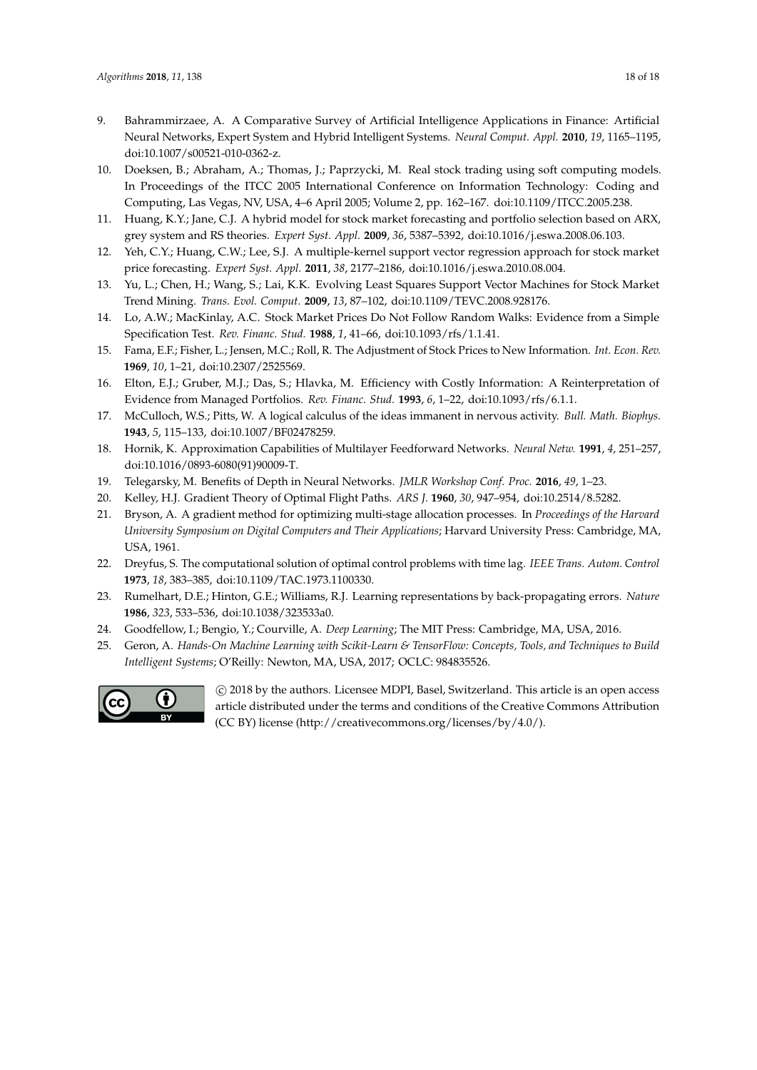9. Bahrammirzaee, A. A Comparative Survey of Artificial Intelligence Applications in Finance: Artificial Neural Networks, Expert System and Hybrid Intelligent Systems. *Neural Comput. Appl.* **2010**, *19*, 1165–1195, doi:10.1007/s00521-010-0362-z.
10. Doeksen, B.; Abraham, A.; Thomas, J.; Paprzycki, M. Real stock trading using soft computing models. In Proceedings of the ITCC 2005 International Conference on Information Technology: Coding and Computing, Las Vegas, NV, USA, 4–6 April 2005; Volume 2, pp. 162–167. doi:10.1109/ITCC.2005.238.
11. Huang, K.Y.; Jane, C.J. A hybrid model for stock market forecasting and portfolio selection based on ARX, grey system and RS theories. *Expert Syst. Appl.* **2009**, *36*, 5387–5392, doi:10.1016/j.eswa.2008.06.103.
12. Yeh, C.Y.; Huang, C.W.; Lee, S.J. A multiple-kernel support vector regression approach for stock market price forecasting. *Expert Syst. Appl.* **2011**, *38*, 2177–2186, doi:10.1016/j.eswa.2010.08.004.
13. Yu, L.; Chen, H.; Wang, S.; Lai, K.K. Evolving Least Squares Support Vector Machines for Stock Market Trend Mining. *Trans. Evol. Comput.* **2009**, *13*, 87–102, doi:10.1109/TEVC.2008.928176.
14. Lo, A.W.; MacKinlay, A.C. Stock Market Prices Do Not Follow Random Walks: Evidence from a Simple Specification Test. *Rev. Financ. Stud.* **1988**, *1*, 41–66, doi:10.1093/rfs/1.1.41.
15. Fama, E.F.; Fisher, L.; Jensen, M.C.; Roll, R. The Adjustment of Stock Prices to New Information. *Int. Econ. Rev.* **1969**, *10*, 1–21, doi:10.2307/2525569.
16. Elton, E.J.; Gruber, M.J.; Das, S.; Hlavka, M. Efficiency with Costly Information: A Reinterpretation of Evidence from Managed Portfolios. *Rev. Financ. Stud.* **1993**, *6*, 1–22, doi:10.1093/rfs/6.1.1.
17. McCulloch, W.S.; Pitts, W. A logical calculus of the ideas immanent in nervous activity. *Bull. Math. Biophys.* **1943**, *5*, 115–133, doi:10.1007/BF02478259.
18. Hornik, K. Approximation Capabilities of Multilayer Feedforward Networks. *Neural Netw.* **1991**, *4*, 251–257, doi:10.1016/0893-6080(91)90009-T.
19. Telegarsky, M. Benefits of Depth in Neural Networks. *JMLR Workshop Conf. Proc.* **2016**, *49*, 1–23.
20. Kelley, H.J. Gradient Theory of Optimal Flight Paths. *ARS J.* **1960**, *30*, 947–954, doi:10.2514/8.5282.
21. Bryson, A. A gradient method for optimizing multi-stage allocation processes. In *Proceedings of the Harvard University Symposium on Digital Computers and Their Applications*; Harvard University Press: Cambridge, MA, USA, 1961.
22. Dreyfus, S. The computational solution of optimal control problems with time lag. *IEEE Trans. Autom. Control* **1973**, *18*, 383–385, doi:10.1109/TAC.1973.1100330.
23. Rumelhart, D.E.; Hinton, G.E.; Williams, R.J. Learning representations by back-propagating errors. *Nature* **1986**, *323*, 533–536, doi:10.1038/323533a0.
24. Goodfellow, I.; Bengio, Y.; Courville, A. *Deep Learning*; The MIT Press: Cambridge, MA, USA, 2016.
25. Geron, A. *Hands-On Machine Learning with Scikit-Learn & TensorFlow: Concepts, Tools, and Techniques to Build Intelligent Systems*; O'Reilly: Newton, MA, USA, 2017; OCLC: 984835526.

© 2018 by the authors. Licensee MDPI, Basel, Switzerland. This article is an open access article distributed under the terms and conditions of the Creative Commons Attribution (CC BY) license (http://creativecommons.org/licenses/by/4.0/).